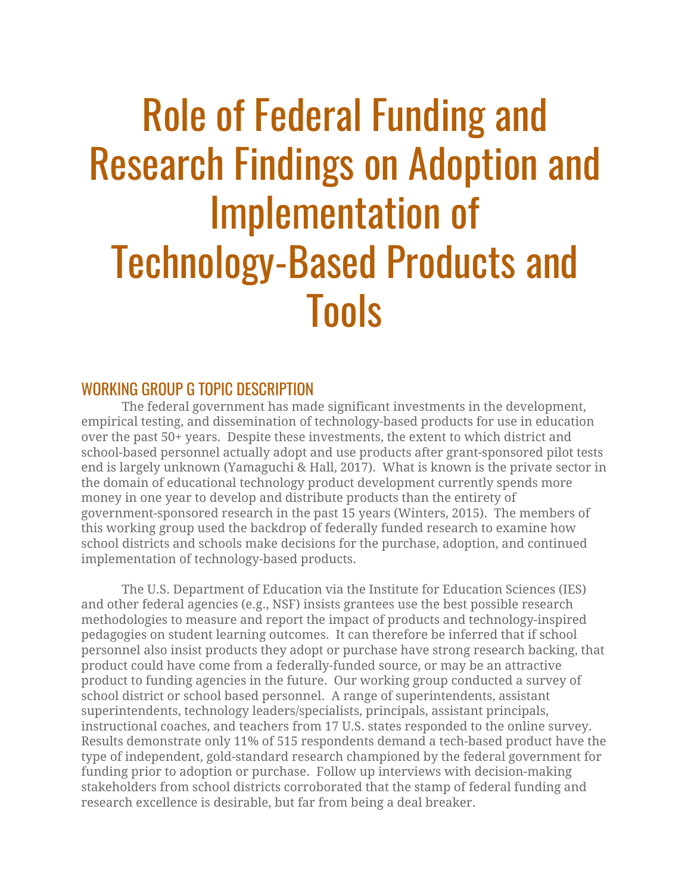# Role of Federal Funding and Research Findings on Adoption and Implementation of Technology-Based Products and Tools

## WORKING GROUP G TOPIC DESCRIPTION

The federal government has made significant investments in the development, empirical testing, and dissemination of technology-based products for use in education over the past 50+ years. Despite these investments, the extent to which district and school-based personnel actually adopt and use products after grant-sponsored pilot tests end is largely unknown (Yamaguchi & Hall, 2017). What is known is the private sector in the domain of educational technology product development currently spends more money in one year to develop and distribute products than the entirety of government-sponsored research in the past 15 years (Winters, 2015). The members of this working group used the backdrop of federally funded research to examine how school districts and schools make decisions for the purchase, adoption, and continued implementation of technology-based products.

The U.S. Department of Education via the Institute for Education Sciences (IES) and other federal agencies (e.g., NSF) insists grantees use the best possible research methodologies to measure and report the impact of products and technology-inspired pedagogies on student learning outcomes. It can therefore be inferred that if school personnel also insist products they adopt or purchase have strong research backing, that product could have come from a federally-funded source, or may be an attractive product to funding agencies in the future. Our working group conducted a survey of school district or school based personnel. A range of superintendents, assistant superintendents, technology leaders/specialists, principals, assistant principals, instructional coaches, and teachers from 17 U.S. states responded to the online survey. Results demonstrate only 11% of 515 respondents demand a tech-based product have the type of independent, gold-standard research championed by the federal government for funding prior to adoption or purchase. Follow up interviews with decision-making stakeholders from school districts corroborated that the stamp of federal funding and research excellence is desirable, but far from being a deal breaker.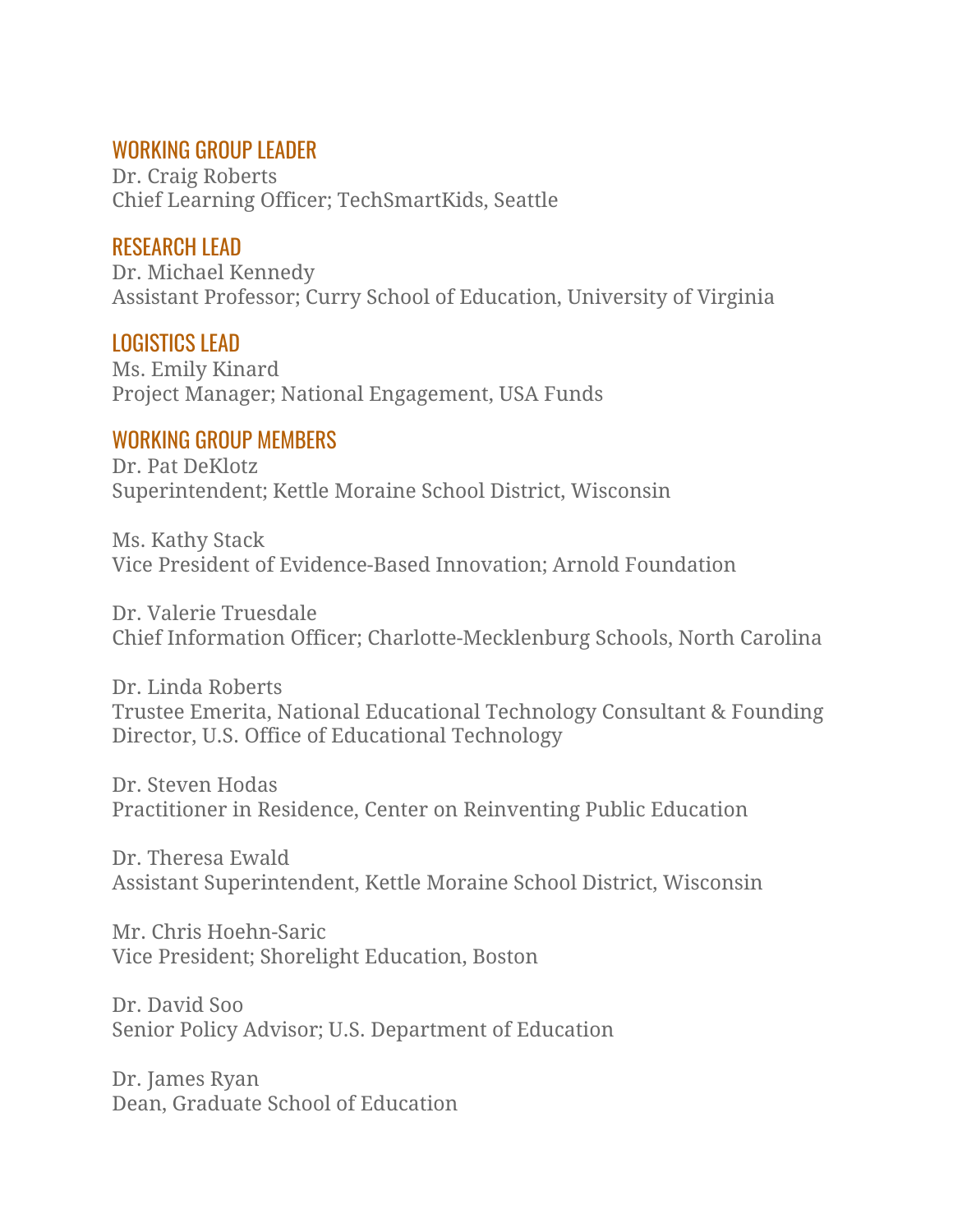### WORKING GROUP LEADER

Dr. Craig Roberts
Chief Learning Officer; TechSmartKids, Seattle

### RESEARCH LEAD

Dr. Michael Kennedy
Assistant Professor; Curry School of Education, University of Virginia

### LOGISTICS LEAD

Ms. Emily Kinard
Project Manager; National Engagement, USA Funds

### WORKING GROUP MEMBERS

Dr. Pat DeKlotz
Superintendent; Kettle Moraine School District, Wisconsin

Ms. Kathy Stack
Vice President of Evidence-Based Innovation; Arnold Foundation

Dr. Valerie Truesdale
Chief Information Officer; Charlotte-Mecklenburg Schools, North Carolina

Dr. Linda Roberts
Trustee Emerita, National Educational Technology Consultant & Founding Director, U.S. Office of Educational Technology

Dr. Steven Hodas
Practitioner in Residence, Center on Reinventing Public Education

Dr. Theresa Ewald
Assistant Superintendent, Kettle Moraine School District, Wisconsin

Mr. Chris Hoehn-Saric
Vice President; Shorelight Education, Boston

Dr. David Soo
Senior Policy Advisor; U.S. Department of Education

Dr. James Ryan
Dean, Graduate School of Education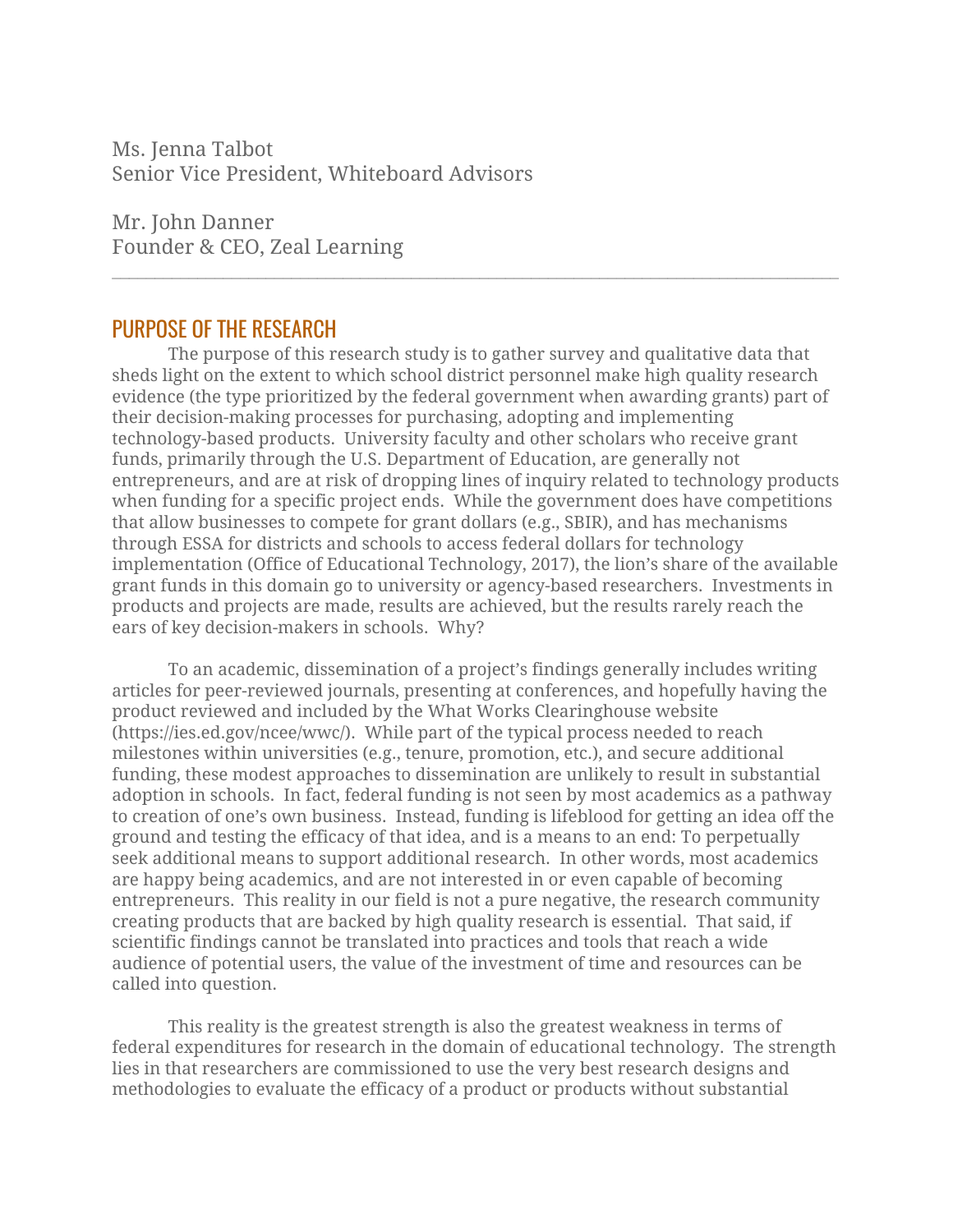Ms. Jenna Talbot
Senior Vice President, Whiteboard Advisors

Mr. John Danner
Founder & CEO, Zeal Learning

---

## PURPOSE OF THE RESEARCH

The purpose of this research study is to gather survey and qualitative data that sheds light on the extent to which school district personnel make high quality research evidence (the type prioritized by the federal government when awarding grants) part of their decision-making processes for purchasing, adopting and implementing technology-based products. University faculty and other scholars who receive grant funds, primarily through the U.S. Department of Education, are generally not entrepreneurs, and are at risk of dropping lines of inquiry related to technology products when funding for a specific project ends. While the government does have competitions that allow businesses to compete for grant dollars (e.g., SBIR), and has mechanisms through ESSA for districts and schools to access federal dollars for technology implementation (Office of Educational Technology, 2017), the lion's share of the available grant funds in this domain go to university or agency-based researchers. Investments in products and projects are made, results are achieved, but the results rarely reach the ears of key decision-makers in schools. Why?

To an academic, dissemination of a project's findings generally includes writing articles for peer-reviewed journals, presenting at conferences, and hopefully having the product reviewed and included by the What Works Clearinghouse website (https://ies.ed.gov/ncee/wwc/). While part of the typical process needed to reach milestones within universities (e.g., tenure, promotion, etc.), and secure additional funding, these modest approaches to dissemination are unlikely to result in substantial adoption in schools. In fact, federal funding is not seen by most academics as a pathway to creation of one's own business. Instead, funding is lifeblood for getting an idea off the ground and testing the efficacy of that idea, and is a means to an end: To perpetually seek additional means to support additional research. In other words, most academics are happy being academics, and are not interested in or even capable of becoming entrepreneurs. This reality in our field is not a pure negative, the research community creating products that are backed by high quality research is essential. That said, if scientific findings cannot be translated into practices and tools that reach a wide audience of potential users, the value of the investment of time and resources can be called into question.

This reality is the greatest strength is also the greatest weakness in terms of federal expenditures for research in the domain of educational technology. The strength lies in that researchers are commissioned to use the very best research designs and methodologies to evaluate the efficacy of a product or products without substantial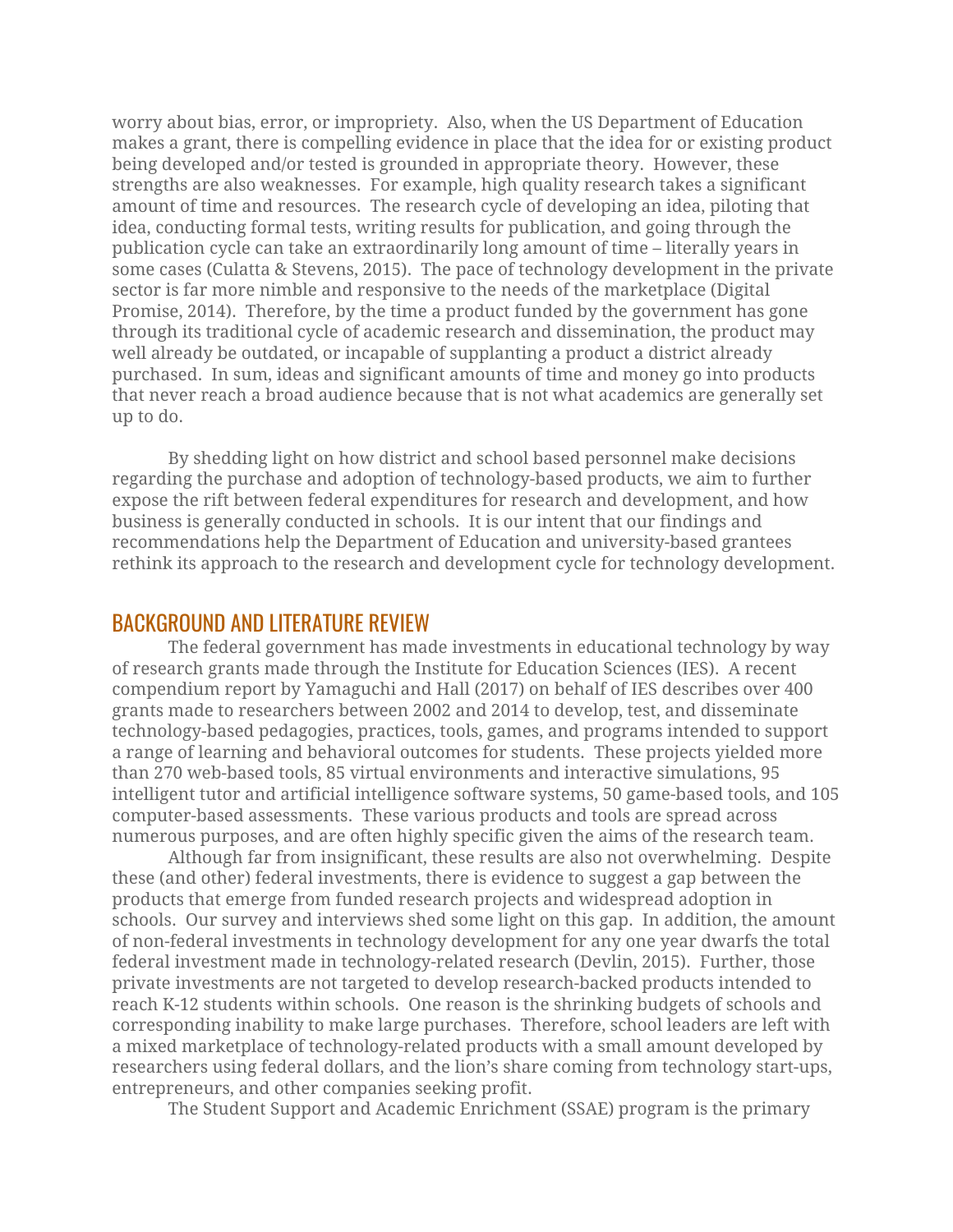worry about bias, error, or impropriety. Also, when the US Department of Education makes a grant, there is compelling evidence in place that the idea for or existing product being developed and/or tested is grounded in appropriate theory. However, these strengths are also weaknesses. For example, high quality research takes a significant amount of time and resources. The research cycle of developing an idea, piloting that idea, conducting formal tests, writing results for publication, and going through the publication cycle can take an extraordinarily long amount of time – literally years in some cases (Culatta & Stevens, 2015). The pace of technology development in the private sector is far more nimble and responsive to the needs of the marketplace (Digital Promise, 2014). Therefore, by the time a product funded by the government has gone through its traditional cycle of academic research and dissemination, the product may well already be outdated, or incapable of supplanting a product a district already purchased. In sum, ideas and significant amounts of time and money go into products that never reach a broad audience because that is not what academics are generally set up to do.

By shedding light on how district and school based personnel make decisions regarding the purchase and adoption of technology-based products, we aim to further expose the rift between federal expenditures for research and development, and how business is generally conducted in schools. It is our intent that our findings and recommendations help the Department of Education and university-based grantees rethink its approach to the research and development cycle for technology development.

## BACKGROUND AND LITERATURE REVIEW

The federal government has made investments in educational technology by way of research grants made through the Institute for Education Sciences (IES). A recent compendium report by Yamaguchi and Hall (2017) on behalf of IES describes over 400 grants made to researchers between 2002 and 2014 to develop, test, and disseminate technology-based pedagogies, practices, tools, games, and programs intended to support a range of learning and behavioral outcomes for students. These projects yielded more than 270 web-based tools, 85 virtual environments and interactive simulations, 95 intelligent tutor and artificial intelligence software systems, 50 game-based tools, and 105 computer-based assessments. These various products and tools are spread across numerous purposes, and are often highly specific given the aims of the research team.

Although far from insignificant, these results are also not overwhelming. Despite these (and other) federal investments, there is evidence to suggest a gap between the products that emerge from funded research projects and widespread adoption in schools. Our survey and interviews shed some light on this gap. In addition, the amount of non-federal investments in technology development for any one year dwarfs the total federal investment made in technology-related research (Devlin, 2015). Further, those private investments are not targeted to develop research-backed products intended to reach K-12 students within schools. One reason is the shrinking budgets of schools and corresponding inability to make large purchases. Therefore, school leaders are left with a mixed marketplace of technology-related products with a small amount developed by researchers using federal dollars, and the lion's share coming from technology start-ups, entrepreneurs, and other companies seeking profit.

The Student Support and Academic Enrichment (SSAE) program is the primary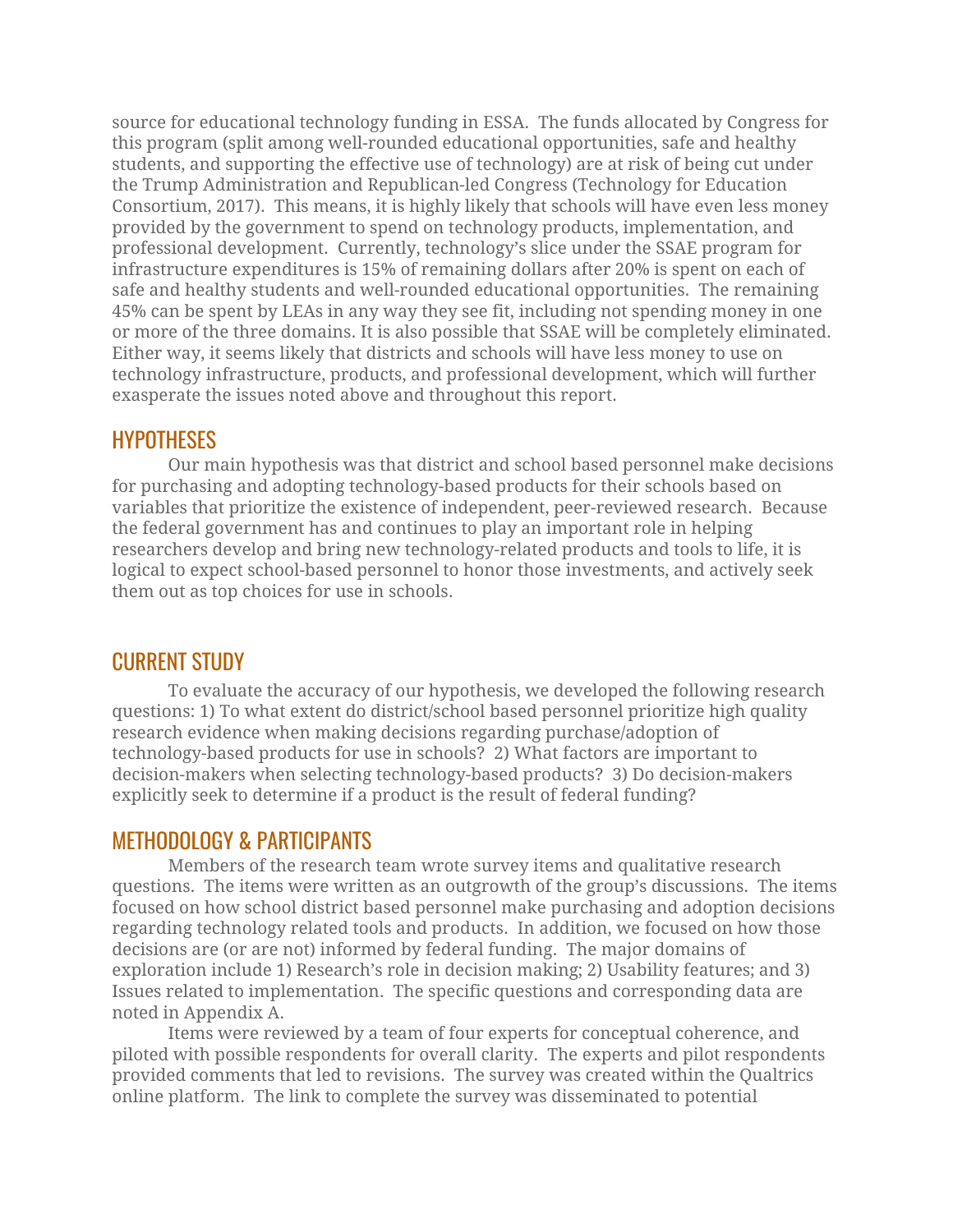source for educational technology funding in ESSA. The funds allocated by Congress for this program (split among well-rounded educational opportunities, safe and healthy students, and supporting the effective use of technology) are at risk of being cut under the Trump Administration and Republican-led Congress (Technology for Education Consortium, 2017). This means, it is highly likely that schools will have even less money provided by the government to spend on technology products, implementation, and professional development. Currently, technology's slice under the SSAE program for infrastructure expenditures is 15% of remaining dollars after 20% is spent on each of safe and healthy students and well-rounded educational opportunities. The remaining 45% can be spent by LEAs in any way they see fit, including not spending money in one or more of the three domains. It is also possible that SSAE will be completely eliminated. Either way, it seems likely that districts and schools will have less money to use on technology infrastructure, products, and professional development, which will further exasperate the issues noted above and throughout this report.

## HYPOTHESES

Our main hypothesis was that district and school based personnel make decisions for purchasing and adopting technology-based products for their schools based on variables that prioritize the existence of independent, peer-reviewed research. Because the federal government has and continues to play an important role in helping researchers develop and bring new technology-related products and tools to life, it is logical to expect school-based personnel to honor those investments, and actively seek them out as top choices for use in schools.

## CURRENT STUDY

To evaluate the accuracy of our hypothesis, we developed the following research questions: 1) To what extent do district/school based personnel prioritize high quality research evidence when making decisions regarding purchase/adoption of technology-based products for use in schools? 2) What factors are important to decision-makers when selecting technology-based products? 3) Do decision-makers explicitly seek to determine if a product is the result of federal funding?

## METHODOLOGY & PARTICIPANTS

Members of the research team wrote survey items and qualitative research questions. The items were written as an outgrowth of the group's discussions. The items focused on how school district based personnel make purchasing and adoption decisions regarding technology related tools and products. In addition, we focused on how those decisions are (or are not) informed by federal funding. The major domains of exploration include 1) Research's role in decision making; 2) Usability features; and 3) Issues related to implementation. The specific questions and corresponding data are noted in Appendix A.

Items were reviewed by a team of four experts for conceptual coherence, and piloted with possible respondents for overall clarity. The experts and pilot respondents provided comments that led to revisions. The survey was created within the Qualtrics online platform. The link to complete the survey was disseminated to potential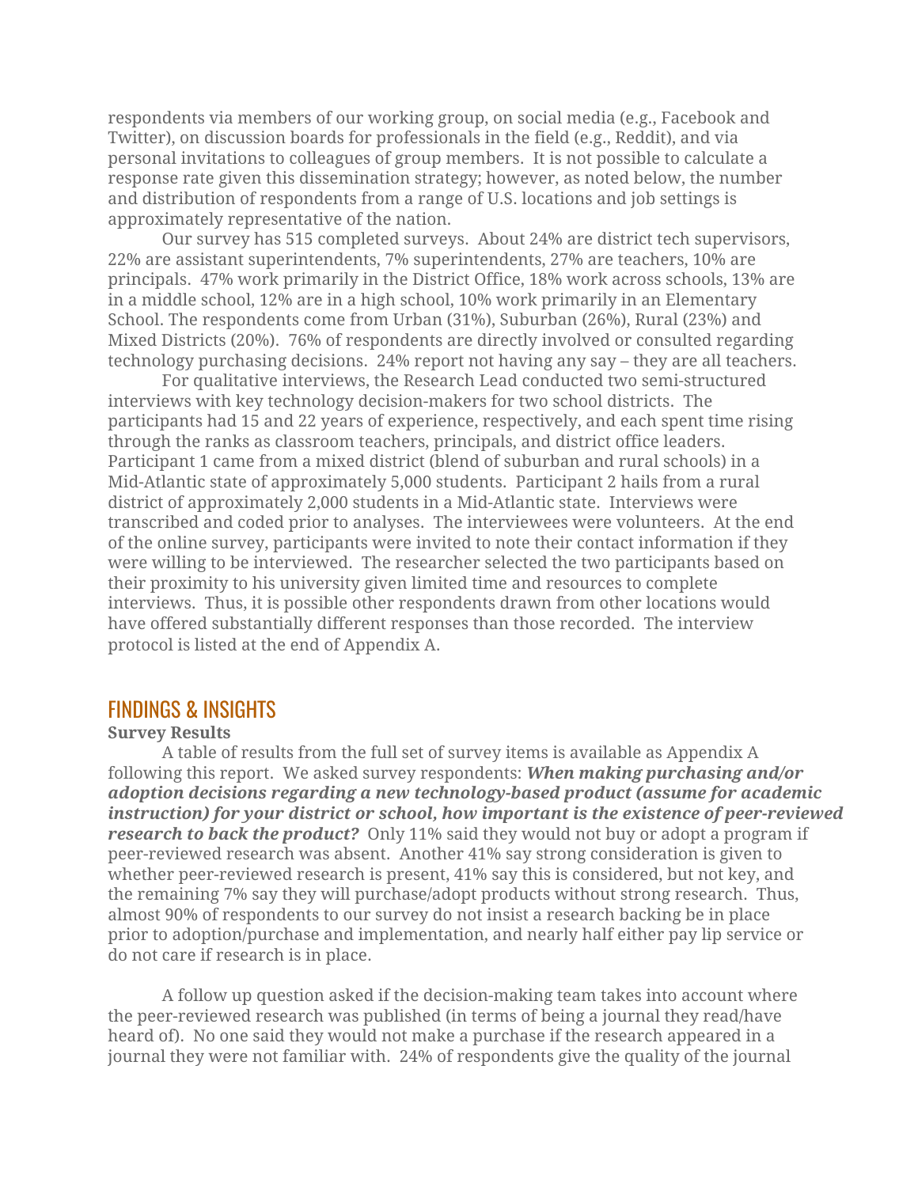respondents via members of our working group, on social media (e.g., Facebook and Twitter), on discussion boards for professionals in the field (e.g., Reddit), and via personal invitations to colleagues of group members. It is not possible to calculate a response rate given this dissemination strategy; however, as noted below, the number and distribution of respondents from a range of U.S. locations and job settings is approximately representative of the nation.

Our survey has 515 completed surveys. About 24% are district tech supervisors, 22% are assistant superintendents, 7% superintendents, 27% are teachers, 10% are principals. 47% work primarily in the District Office, 18% work across schools, 13% are in a middle school, 12% are in a high school, 10% work primarily in an Elementary School. The respondents come from Urban (31%), Suburban (26%), Rural (23%) and Mixed Districts (20%). 76% of respondents are directly involved or consulted regarding technology purchasing decisions. 24% report not having any say – they are all teachers.

For qualitative interviews, the Research Lead conducted two semi-structured interviews with key technology decision-makers for two school districts. The participants had 15 and 22 years of experience, respectively, and each spent time rising through the ranks as classroom teachers, principals, and district office leaders. Participant 1 came from a mixed district (blend of suburban and rural schools) in a Mid-Atlantic state of approximately 5,000 students. Participant 2 hails from a rural district of approximately 2,000 students in a Mid-Atlantic state. Interviews were transcribed and coded prior to analyses. The interviewees were volunteers. At the end of the online survey, participants were invited to note their contact information if they were willing to be interviewed. The researcher selected the two participants based on their proximity to his university given limited time and resources to complete interviews. Thus, it is possible other respondents drawn from other locations would have offered substantially different responses than those recorded. The interview protocol is listed at the end of Appendix A.

## FINDINGS & INSIGHTS

**Survey Results**

A table of results from the full set of survey items is available as Appendix A following this report. We asked survey respondents: ***When making purchasing and/or adoption decisions regarding a new technology-based product (assume for academic instruction) for your district or school, how important is the existence of peer-reviewed research to back the product?*** Only 11% said they would not buy or adopt a program if peer-reviewed research was absent. Another 41% say strong consideration is given to whether peer-reviewed research is present, 41% say this is considered, but not key, and the remaining 7% say they will purchase/adopt products without strong research. Thus, almost 90% of respondents to our survey do not insist a research backing be in place prior to adoption/purchase and implementation, and nearly half either pay lip service or do not care if research is in place.

A follow up question asked if the decision-making team takes into account where the peer-reviewed research was published (in terms of being a journal they read/have heard of). No one said they would not make a purchase if the research appeared in a journal they were not familiar with. 24% of respondents give the quality of the journal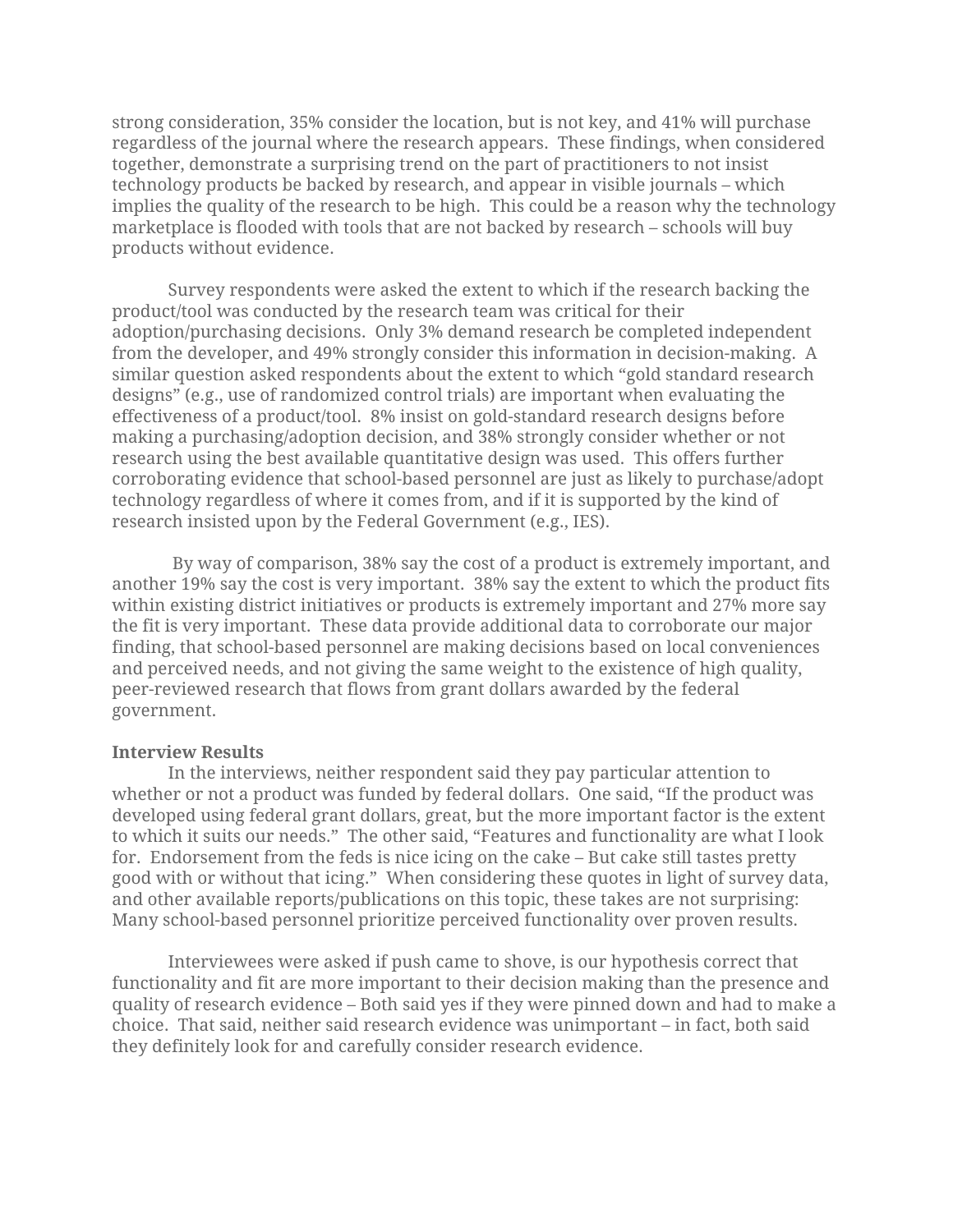strong consideration, 35% consider the location, but is not key, and 41% will purchase regardless of the journal where the research appears. These findings, when considered together, demonstrate a surprising trend on the part of practitioners to not insist technology products be backed by research, and appear in visible journals – which implies the quality of the research to be high. This could be a reason why the technology marketplace is flooded with tools that are not backed by research – schools will buy products without evidence.

Survey respondents were asked the extent to which if the research backing the product/tool was conducted by the research team was critical for their adoption/purchasing decisions. Only 3% demand research be completed independent from the developer, and 49% strongly consider this information in decision-making. A similar question asked respondents about the extent to which "gold standard research designs" (e.g., use of randomized control trials) are important when evaluating the effectiveness of a product/tool. 8% insist on gold-standard research designs before making a purchasing/adoption decision, and 38% strongly consider whether or not research using the best available quantitative design was used. This offers further corroborating evidence that school-based personnel are just as likely to purchase/adopt technology regardless of where it comes from, and if it is supported by the kind of research insisted upon by the Federal Government (e.g., IES).

By way of comparison, 38% say the cost of a product is extremely important, and another 19% say the cost is very important. 38% say the extent to which the product fits within existing district initiatives or products is extremely important and 27% more say the fit is very important. These data provide additional data to corroborate our major finding, that school-based personnel are making decisions based on local conveniences and perceived needs, and not giving the same weight to the existence of high quality, peer-reviewed research that flows from grant dollars awarded by the federal government.

**Interview Results**

In the interviews, neither respondent said they pay particular attention to whether or not a product was funded by federal dollars. One said, "If the product was developed using federal grant dollars, great, but the more important factor is the extent to which it suits our needs." The other said, "Features and functionality are what I look for. Endorsement from the feds is nice icing on the cake – But cake still tastes pretty good with or without that icing." When considering these quotes in light of survey data, and other available reports/publications on this topic, these takes are not surprising: Many school-based personnel prioritize perceived functionality over proven results.

Interviewees were asked if push came to shove, is our hypothesis correct that functionality and fit are more important to their decision making than the presence and quality of research evidence – Both said yes if they were pinned down and had to make a choice. That said, neither said research evidence was unimportant – in fact, both said they definitely look for and carefully consider research evidence.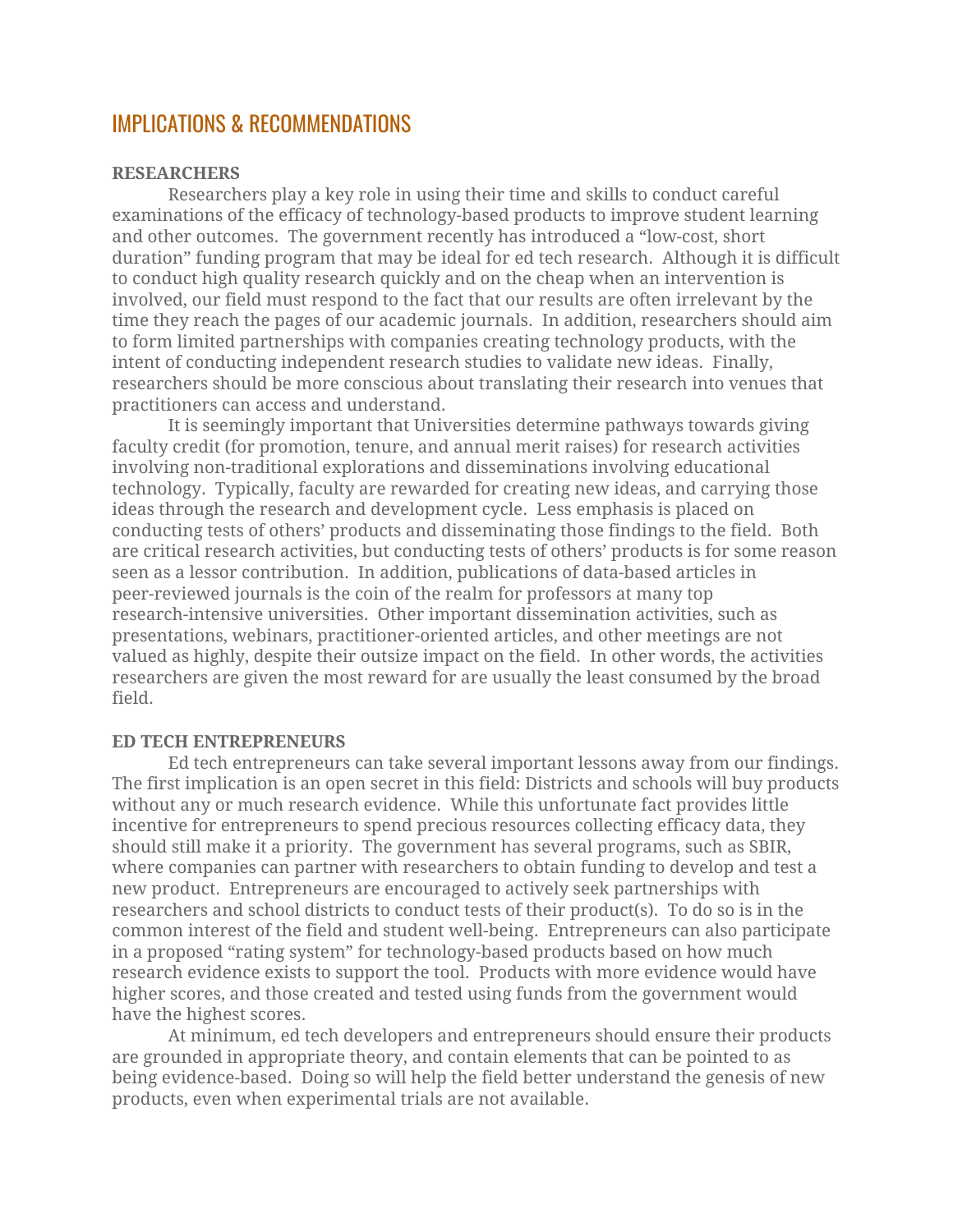# IMPLICATIONS & RECOMMENDATIONS

**RESEARCHERS**

Researchers play a key role in using their time and skills to conduct careful examinations of the efficacy of technology-based products to improve student learning and other outcomes. The government recently has introduced a "low-cost, short duration" funding program that may be ideal for ed tech research. Although it is difficult to conduct high quality research quickly and on the cheap when an intervention is involved, our field must respond to the fact that our results are often irrelevant by the time they reach the pages of our academic journals. In addition, researchers should aim to form limited partnerships with companies creating technology products, with the intent of conducting independent research studies to validate new ideas. Finally, researchers should be more conscious about translating their research into venues that practitioners can access and understand.

It is seemingly important that Universities determine pathways towards giving faculty credit (for promotion, tenure, and annual merit raises) for research activities involving non-traditional explorations and disseminations involving educational technology. Typically, faculty are rewarded for creating new ideas, and carrying those ideas through the research and development cycle. Less emphasis is placed on conducting tests of others' products and disseminating those findings to the field. Both are critical research activities, but conducting tests of others' products is for some reason seen as a lessor contribution. In addition, publications of data-based articles in peer-reviewed journals is the coin of the realm for professors at many top research-intensive universities. Other important dissemination activities, such as presentations, webinars, practitioner-oriented articles, and other meetings are not valued as highly, despite their outsize impact on the field. In other words, the activities researchers are given the most reward for are usually the least consumed by the broad field.

**ED TECH ENTREPRENEURS**

Ed tech entrepreneurs can take several important lessons away from our findings. The first implication is an open secret in this field: Districts and schools will buy products without any or much research evidence. While this unfortunate fact provides little incentive for entrepreneurs to spend precious resources collecting efficacy data, they should still make it a priority. The government has several programs, such as SBIR, where companies can partner with researchers to obtain funding to develop and test a new product. Entrepreneurs are encouraged to actively seek partnerships with researchers and school districts to conduct tests of their product(s). To do so is in the common interest of the field and student well-being. Entrepreneurs can also participate in a proposed "rating system" for technology-based products based on how much research evidence exists to support the tool. Products with more evidence would have higher scores, and those created and tested using funds from the government would have the highest scores.

At minimum, ed tech developers and entrepreneurs should ensure their products are grounded in appropriate theory, and contain elements that can be pointed to as being evidence-based. Doing so will help the field better understand the genesis of new products, even when experimental trials are not available.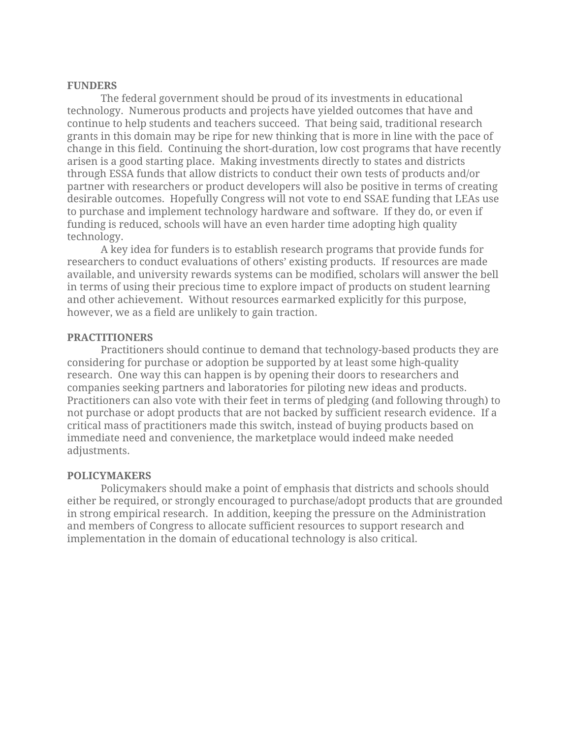**FUNDERS**

The federal government should be proud of its investments in educational technology. Numerous products and projects have yielded outcomes that have and continue to help students and teachers succeed. That being said, traditional research grants in this domain may be ripe for new thinking that is more in line with the pace of change in this field. Continuing the short-duration, low cost programs that have recently arisen is a good starting place. Making investments directly to states and districts through ESSA funds that allow districts to conduct their own tests of products and/or partner with researchers or product developers will also be positive in terms of creating desirable outcomes. Hopefully Congress will not vote to end SSAE funding that LEAs use to purchase and implement technology hardware and software. If they do, or even if funding is reduced, schools will have an even harder time adopting high quality technology.

A key idea for funders is to establish research programs that provide funds for researchers to conduct evaluations of others' existing products. If resources are made available, and university rewards systems can be modified, scholars will answer the bell in terms of using their precious time to explore impact of products on student learning and other achievement. Without resources earmarked explicitly for this purpose, however, we as a field are unlikely to gain traction.

**PRACTITIONERS**

Practitioners should continue to demand that technology-based products they are considering for purchase or adoption be supported by at least some high-quality research. One way this can happen is by opening their doors to researchers and companies seeking partners and laboratories for piloting new ideas and products. Practitioners can also vote with their feet in terms of pledging (and following through) to not purchase or adopt products that are not backed by sufficient research evidence. If a critical mass of practitioners made this switch, instead of buying products based on immediate need and convenience, the marketplace would indeed make needed adjustments.

**POLICYMAKERS**

Policymakers should make a point of emphasis that districts and schools should either be required, or strongly encouraged to purchase/adopt products that are grounded in strong empirical research. In addition, keeping the pressure on the Administration and members of Congress to allocate sufficient resources to support research and implementation in the domain of educational technology is also critical.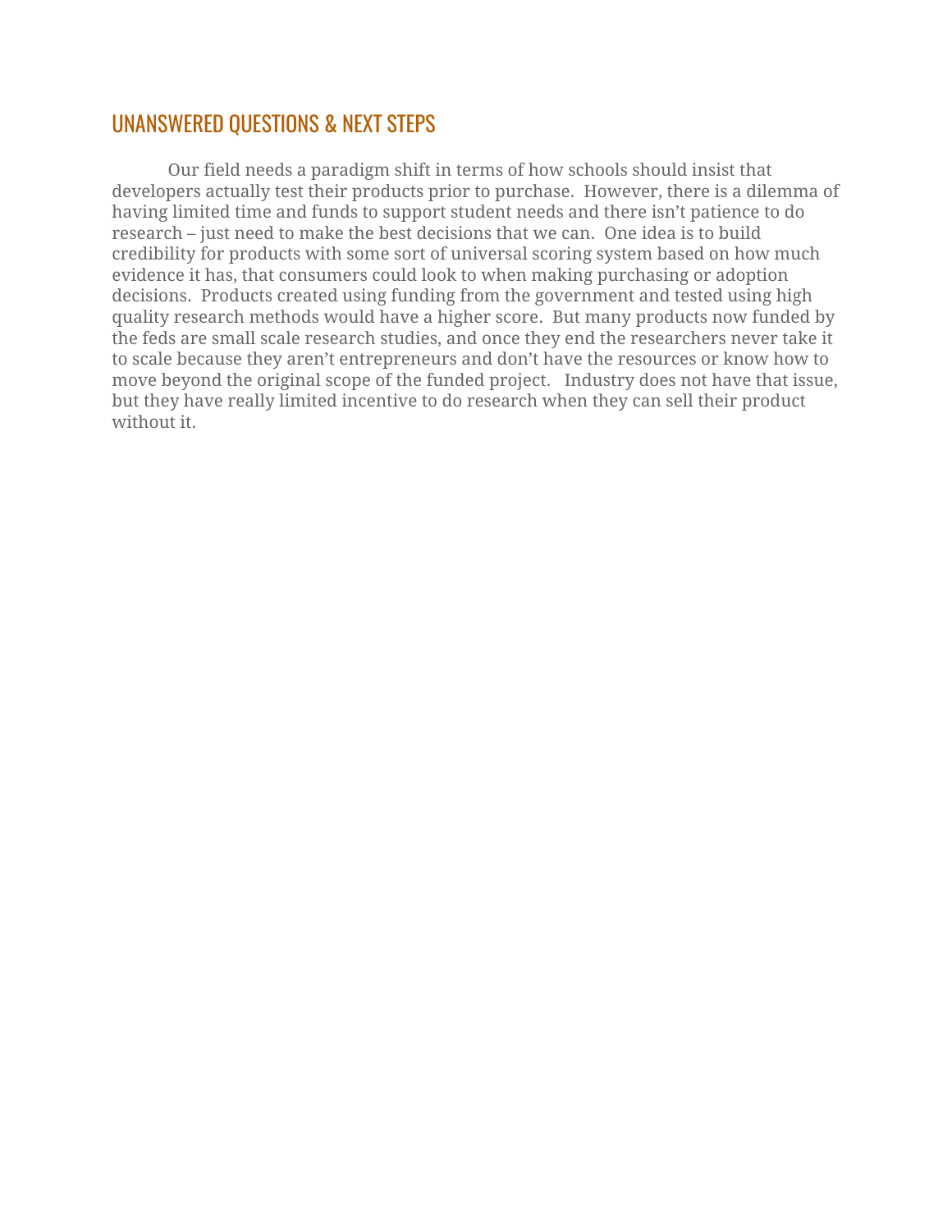## UNANSWERED QUESTIONS & NEXT STEPS

Our field needs a paradigm shift in terms of how schools should insist that developers actually test their products prior to purchase. However, there is a dilemma of having limited time and funds to support student needs and there isn't patience to do research – just need to make the best decisions that we can. One idea is to build credibility for products with some sort of universal scoring system based on how much evidence it has, that consumers could look to when making purchasing or adoption decisions. Products created using funding from the government and tested using high quality research methods would have a higher score. But many products now funded by the feds are small scale research studies, and once they end the researchers never take it to scale because they aren't entrepreneurs and don't have the resources or know how to move beyond the original scope of the funded project. Industry does not have that issue, but they have really limited incentive to do research when they can sell their product without it.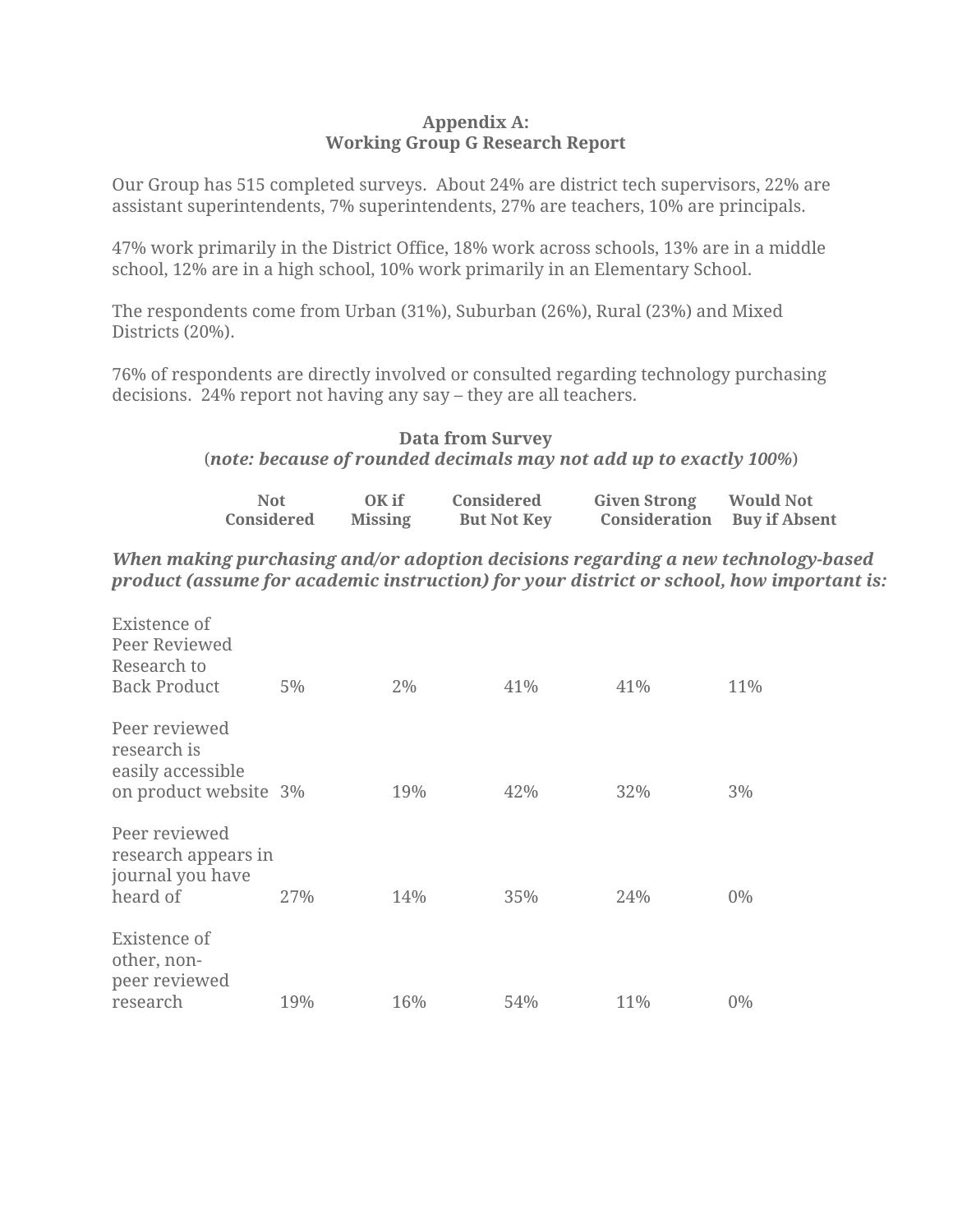**Appendix A:**
**Working Group G Research Report**

Our Group has 515 completed surveys. About 24% are district tech supervisors, 22% are assistant superintendents, 7% superintendents, 27% are teachers, 10% are principals.

47% work primarily in the District Office, 18% work across schools, 13% are in a middle school, 12% are in a high school, 10% work primarily in an Elementary School.

The respondents come from Urban (31%), Suburban (26%), Rural (23%) and Mixed Districts (20%).

76% of respondents are directly involved or consulted regarding technology purchasing decisions. 24% report not having any say – they are all teachers.

**Data from Survey**
(***note: because of rounded decimals may not add up to exactly 100%***)

***When making purchasing and/or adoption decisions regarding a new technology-based product (assume for academic instruction) for your district or school, how important is:***

| | **Not Considered** | **OK if Missing** | **Considered But Not Key** | **Given Strong Consideration** | **Would Not Buy if Absent** |
|---|---|---|---|---|---|
| Existence of Peer Reviewed Research to Back Product | 5% | 2% | 41% | 41% | 11% |
| Peer reviewed research is easily accessible on product website | 3% | 19% | 42% | 32% | 3% |
| Peer reviewed research appears in journal you have heard of | 27% | 14% | 35% | 24% | 0% |
| Existence of other, non-peer reviewed research | 19% | 16% | 54% | 11% | 0% |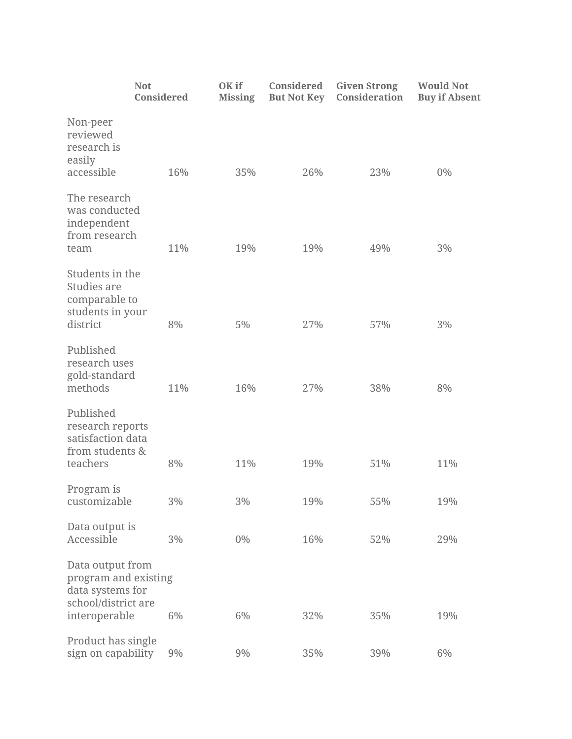| | Not Considered | OK if Missing | Considered But Not Key | Given Strong Consideration | Would Not Buy if Absent |
|---|---|---|---|---|---|
| Non-peer reviewed research is easily accessible | 16% | 35% | 26% | 23% | 0% |
| The research was conducted independent from research team | 11% | 19% | 19% | 49% | 3% |
| Students in the Studies are comparable to students in your district | 8% | 5% | 27% | 57% | 3% |
| Published research uses gold-standard methods | 11% | 16% | 27% | 38% | 8% |
| Published research reports satisfaction data from students & teachers | 8% | 11% | 19% | 51% | 11% |
| Program is customizable | 3% | 3% | 19% | 55% | 19% |
| Data output is Accessible | 3% | 0% | 16% | 52% | 29% |
| Data output from program and existing data systems for school/district are interoperable | 6% | 6% | 32% | 35% | 19% |
| Product has single sign on capability | 9% | 9% | 35% | 39% | 6% |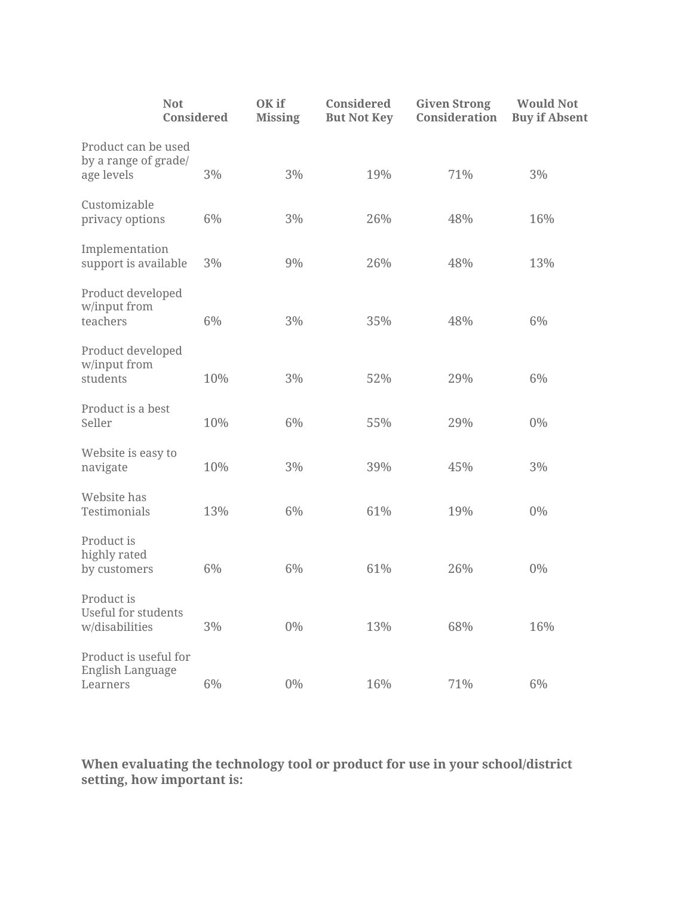| | Not Considered | OK if Missing | Considered But Not Key | Given Strong Consideration | Would Not Buy if Absent |
|---|---|---|---|---|---|
| Product can be used by a range of grade/ age levels | 3% | 3% | 19% | 71% | 3% |
| Customizable privacy options | 6% | 3% | 26% | 48% | 16% |
| Implementation support is available | 3% | 9% | 26% | 48% | 13% |
| Product developed w/input from teachers | 6% | 3% | 35% | 48% | 6% |
| Product developed w/input from students | 10% | 3% | 52% | 29% | 6% |
| Product is a best Seller | 10% | 6% | 55% | 29% | 0% |
| Website is easy to navigate | 10% | 3% | 39% | 45% | 3% |
| Website has Testimonials | 13% | 6% | 61% | 19% | 0% |
| Product is highly rated by customers | 6% | 6% | 61% | 26% | 0% |
| Product is Useful for students w/disabilities | 3% | 0% | 13% | 68% | 16% |
| Product is useful for English Language Learners | 6% | 0% | 16% | 71% | 6% |

**When evaluating the technology tool or product for use in your school/district setting, how important is:**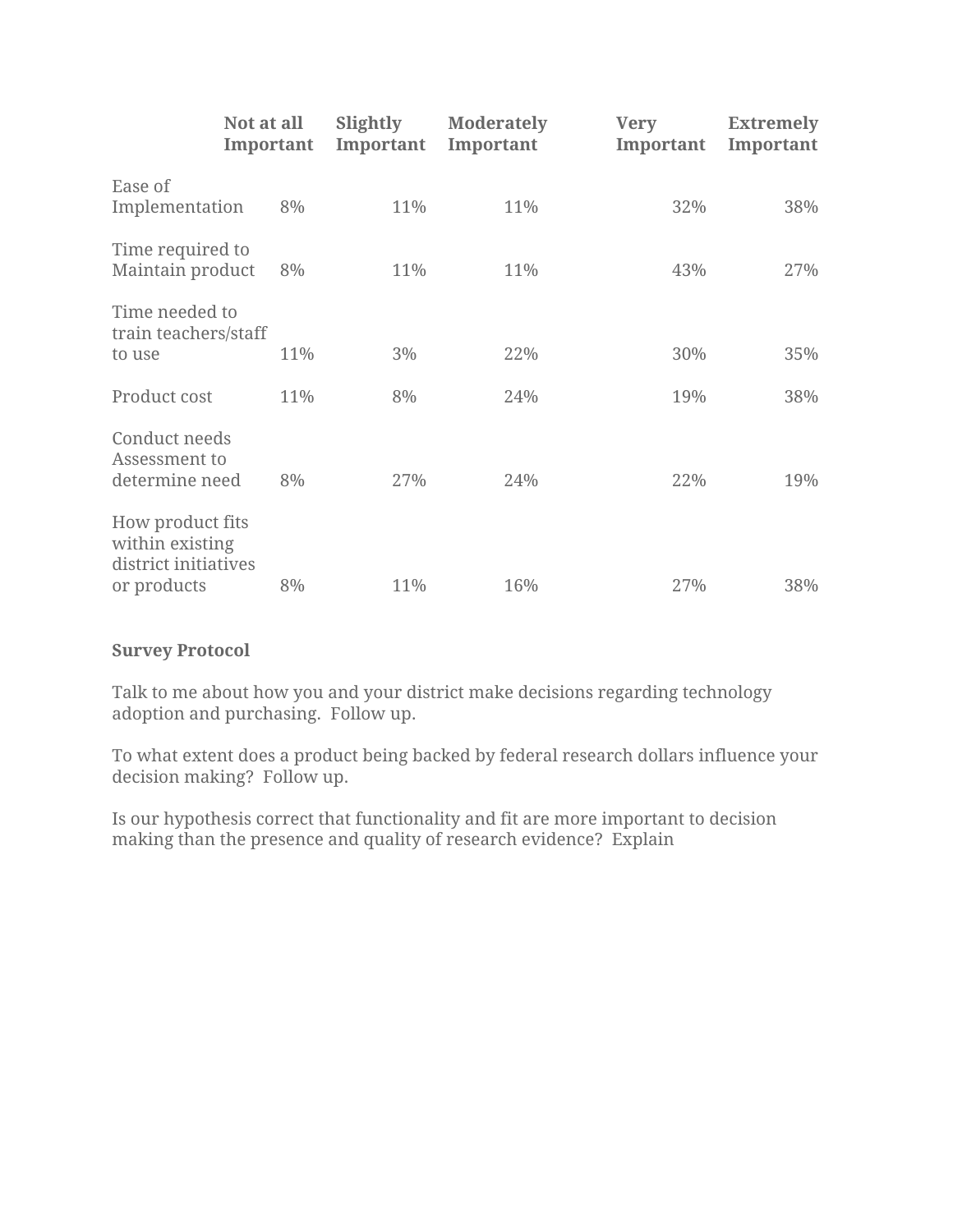| | Not at all Important | Slightly Important | Moderately Important | Very Important | Extremely Important |
|---|---|---|---|---|---|
| Ease of Implementation | 8% | 11% | 11% | 32% | 38% |
| Time required to Maintain product | 8% | 11% | 11% | 43% | 27% |
| Time needed to train teachers/staff to use | 11% | 3% | 22% | 30% | 35% |
| Product cost | 11% | 8% | 24% | 19% | 38% |
| Conduct needs Assessment to determine need | 8% | 27% | 24% | 22% | 19% |
| How product fits within existing district initiatives or products | 8% | 11% | 16% | 27% | 38% |

**Survey Protocol**

Talk to me about how you and your district make decisions regarding technology adoption and purchasing. Follow up.

To what extent does a product being backed by federal research dollars influence your decision making? Follow up.

Is our hypothesis correct that functionality and fit are more important to decision making than the presence and quality of research evidence? Explain